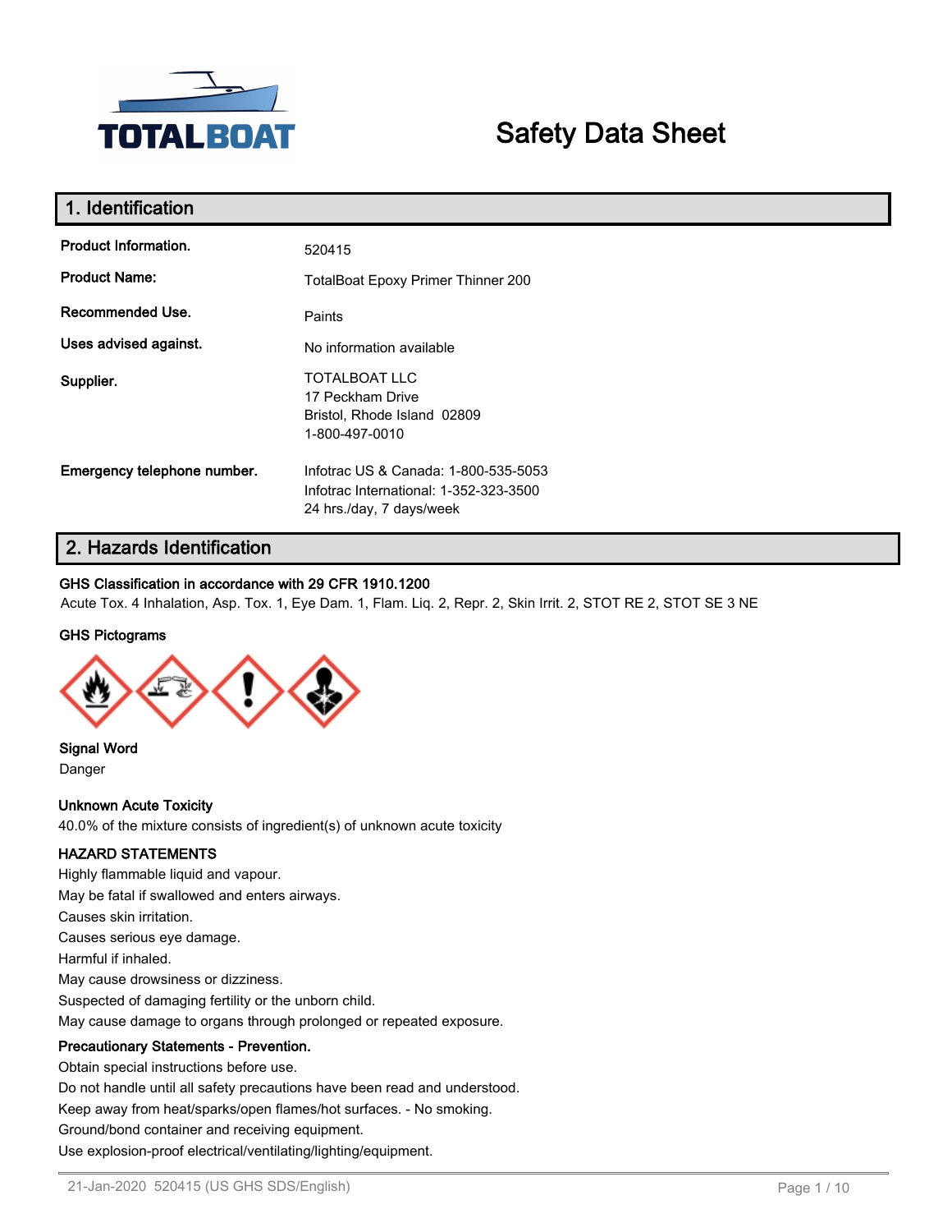# Safety Data Sheet

## 1. Identification

| | |
|---|---|
| **Product Information.** | 520415 |
| **Product Name:** | TotalBoat Epoxy Primer Thinner 200 |
| **Recommended Use.** | Paints |
| **Uses advised against.** | No information available |
| **Supplier.** | TOTALBOAT LLC<br>17 Peckham Drive<br>Bristol, Rhode Island 02809<br>1-800-497-0010 |
| **Emergency telephone number.** | Infotrac US & Canada: 1-800-535-5053<br>Infotrac International: 1-352-323-3500<br>24 hrs./day, 7 days/week |

## 2. Hazards Identification

**GHS Classification in accordance with 29 CFR 1910.1200**

Acute Tox. 4 Inhalation, Asp. Tox. 1, Eye Dam. 1, Flam. Liq. 2, Repr. 2, Skin Irrit. 2, STOT RE 2, STOT SE 3 NE

**GHS Pictograms**

**Signal Word**

Danger

**Unknown Acute Toxicity**

40.0% of the mixture consists of ingredient(s) of unknown acute toxicity

**HAZARD STATEMENTS**

Highly flammable liquid and vapour.

May be fatal if swallowed and enters airways.

Causes skin irritation.

Causes serious eye damage.

Harmful if inhaled.

May cause drowsiness or dizziness.

Suspected of damaging fertility or the unborn child.

May cause damage to organs through prolonged or repeated exposure.

**Precautionary Statements - Prevention.**

Obtain special instructions before use.

Do not handle until all safety precautions have been read and understood.

Keep away from heat/sparks/open flames/hot surfaces. - No smoking.

Ground/bond container and receiving equipment.

Use explosion-proof electrical/ventilating/lighting/equipment.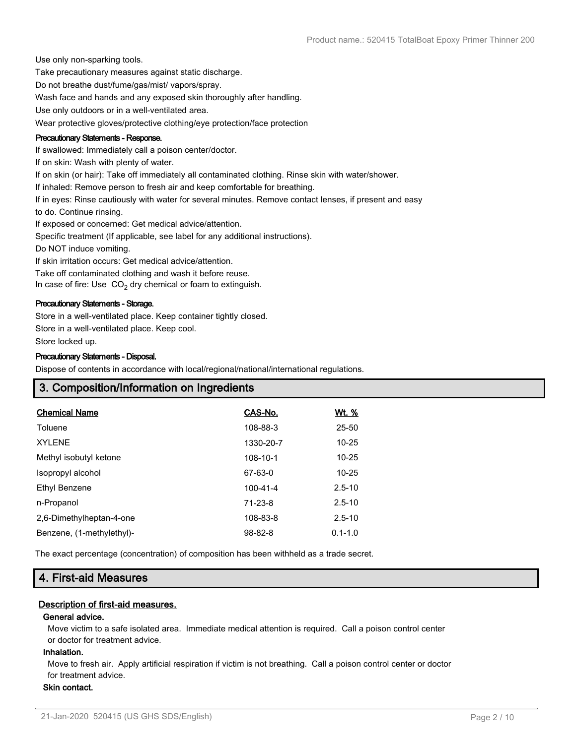Use only non-sparking tools.

Take precautionary measures against static discharge.

Do not breathe dust/fume/gas/mist/ vapors/spray.

Wash face and hands and any exposed skin thoroughly after handling.

Use only outdoors or in a well-ventilated area.

Wear protective gloves/protective clothing/eye protection/face protection

#### Precautionary Statements - Response.

If swallowed: Immediately call a poison center/doctor.

If on skin: Wash with plenty of water.

If on skin (or hair): Take off immediately all contaminated clothing. Rinse skin with water/shower.

If inhaled: Remove person to fresh air and keep comfortable for breathing.

If in eyes: Rinse cautiously with water for several minutes. Remove contact lenses, if present and easy to do. Continue rinsing.

If exposed or concerned: Get medical advice/attention.

Specific treatment (If applicable, see label for any additional instructions).

Do NOT induce vomiting.

If skin irritation occurs: Get medical advice/attention.

Take off contaminated clothing and wash it before reuse.

In case of fire: Use $CO_2$ dry chemical or foam to extinguish.

#### Precautionary Statements - Storage.

Store in a well-ventilated place. Keep container tightly closed.

Store in a well-ventilated place. Keep cool.

Store locked up.

#### Precautionary Statements - Disposal.

Dispose of contents in accordance with local/regional/national/international regulations.

## 3. Composition/Information on Ingredients

| Chemical Name | CAS-No. | Wt. % |
|---|---|---|
| Toluene | 108-88-3 | 25-50 |
| XYLENE | 1330-20-7 | 10-25 |
| Methyl isobutyl ketone | 108-10-1 | 10-25 |
| Isopropyl alcohol | 67-63-0 | 10-25 |
| Ethyl Benzene | 100-41-4 | 2.5-10 |
| n-Propanol | 71-23-8 | 2.5-10 |
| 2,6-Dimethylheptan-4-one | 108-83-8 | 2.5-10 |
| Benzene, (1-methylethyl)- | 98-82-8 | 0.1-1.0 |

The exact percentage (concentration) of composition has been withheld as a trade secret.

## 4. First-aid Measures

### Description of first-aid measures.

#### General advice.

Move victim to a safe isolated area. Immediate medical attention is required. Call a poison control center or doctor for treatment advice.

#### Inhalation.

Move to fresh air. Apply artificial respiration if victim is not breathing. Call a poison control center or doctor for treatment advice.

#### Skin contact.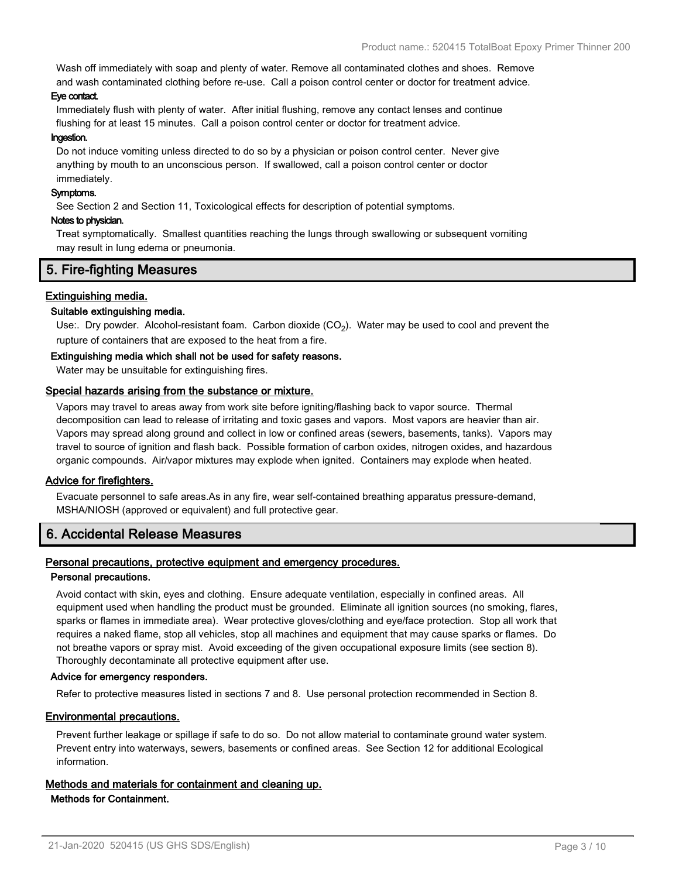Wash off immediately with soap and plenty of water. Remove all contaminated clothes and shoes. Remove and wash contaminated clothing before re-use. Call a poison control center or doctor for treatment advice.

**Eye contact.**

Immediately flush with plenty of water. After initial flushing, remove any contact lenses and continue flushing for at least 15 minutes. Call a poison control center or doctor for treatment advice.

**Ingestion.**

Do not induce vomiting unless directed to do so by a physician or poison control center. Never give anything by mouth to an unconscious person. If swallowed, call a poison control center or doctor immediately.

**Symptoms.**

See Section 2 and Section 11, Toxicological effects for description of potential symptoms.

**Notes to physician.**

Treat symptomatically. Smallest quantities reaching the lungs through swallowing or subsequent vomiting may result in lung edema or pneumonia.

## 5. Fire-fighting Measures

### Extinguishing media.

**Suitable extinguishing media.**

Use:. Dry powder. Alcohol-resistant foam. Carbon dioxide ($CO_2$). Water may be used to cool and prevent the rupture of containers that are exposed to the heat from a fire.

**Extinguishing media which shall not be used for safety reasons.**

Water may be unsuitable for extinguishing fires.

### Special hazards arising from the substance or mixture.

Vapors may travel to areas away from work site before igniting/flashing back to vapor source. Thermal decomposition can lead to release of irritating and toxic gases and vapors. Most vapors are heavier than air. Vapors may spread along ground and collect in low or confined areas (sewers, basements, tanks). Vapors may travel to source of ignition and flash back. Possible formation of carbon oxides, nitrogen oxides, and hazardous organic compounds. Air/vapor mixtures may explode when ignited. Containers may explode when heated.

### Advice for firefighters.

Evacuate personnel to safe areas.As in any fire, wear self-contained breathing apparatus pressure-demand, MSHA/NIOSH (approved or equivalent) and full protective gear.

## 6. Accidental Release Measures

### Personal precautions, protective equipment and emergency procedures.

**Personal precautions.**

Avoid contact with skin, eyes and clothing. Ensure adequate ventilation, especially in confined areas. All equipment used when handling the product must be grounded. Eliminate all ignition sources (no smoking, flares, sparks or flames in immediate area). Wear protective gloves/clothing and eye/face protection. Stop all work that requires a naked flame, stop all vehicles, stop all machines and equipment that may cause sparks or flames. Do not breathe vapors or spray mist. Avoid exceeding of the given occupational exposure limits (see section 8). Thoroughly decontaminate all protective equipment after use.

**Advice for emergency responders.**

Refer to protective measures listed in sections 7 and 8. Use personal protection recommended in Section 8.

### Environmental precautions.

Prevent further leakage or spillage if safe to do so. Do not allow material to contaminate ground water system. Prevent entry into waterways, sewers, basements or confined areas. See Section 12 for additional Ecological information.

### Methods and materials for containment and cleaning up.

**Methods for Containment.**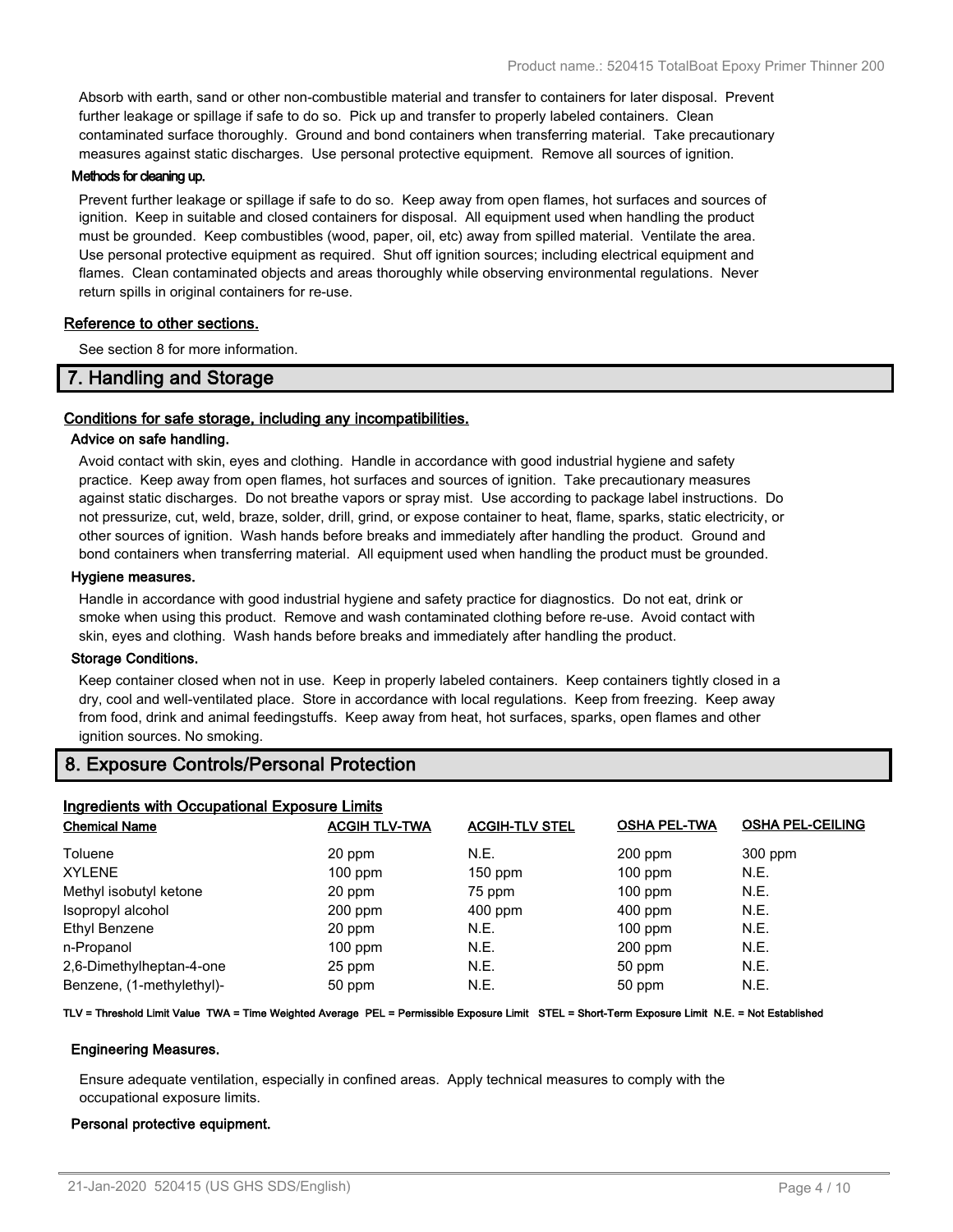Absorb with earth, sand or other non-combustible material and transfer to containers for later disposal. Prevent further leakage or spillage if safe to do so. Pick up and transfer to properly labeled containers. Clean contaminated surface thoroughly. Ground and bond containers when transferring material. Take precautionary measures against static discharges. Use personal protective equipment. Remove all sources of ignition.

#### Methods for cleaning up.

Prevent further leakage or spillage if safe to do so. Keep away from open flames, hot surfaces and sources of ignition. Keep in suitable and closed containers for disposal. All equipment used when handling the product must be grounded. Keep combustibles (wood, paper, oil, etc) away from spilled material. Ventilate the area. Use personal protective equipment as required. Shut off ignition sources; including electrical equipment and flames. Clean contaminated objects and areas thoroughly while observing environmental regulations. Never return spills in original containers for re-use.

### Reference to other sections.

See section 8 for more information.

## 7. Handling and Storage

### Conditions for safe storage, including any incompatibilities.

#### Advice on safe handling.

Avoid contact with skin, eyes and clothing. Handle in accordance with good industrial hygiene and safety practice. Keep away from open flames, hot surfaces and sources of ignition. Take precautionary measures against static discharges. Do not breathe vapors or spray mist. Use according to package label instructions. Do not pressurize, cut, weld, braze, solder, drill, grind, or expose container to heat, flame, sparks, static electricity, or other sources of ignition. Wash hands before breaks and immediately after handling the product. Ground and bond containers when transferring material. All equipment used when handling the product must be grounded.

#### Hygiene measures.

Handle in accordance with good industrial hygiene and safety practice for diagnostics. Do not eat, drink or smoke when using this product. Remove and wash contaminated clothing before re-use. Avoid contact with skin, eyes and clothing. Wash hands before breaks and immediately after handling the product.

#### Storage Conditions.

Keep container closed when not in use. Keep in properly labeled containers. Keep containers tightly closed in a dry, cool and well-ventilated place. Store in accordance with local regulations. Keep from freezing. Keep away from food, drink and animal feedingstuffs. Keep away from heat, hot surfaces, sparks, open flames and other ignition sources. No smoking.

## 8. Exposure Controls/Personal Protection

### Ingredients with Occupational Exposure Limits

| Chemical Name | ACGIH TLV-TWA | ACGIH-TLV STEL | OSHA PEL-TWA | OSHA PEL-CEILING |
|---|---|---|---|---|
| Toluene | 20 ppm | N.E. | 200 ppm | 300 ppm |
| XYLENE | 100 ppm | 150 ppm | 100 ppm | N.E. |
| Methyl isobutyl ketone | 20 ppm | 75 ppm | 100 ppm | N.E. |
| Isopropyl alcohol | 200 ppm | 400 ppm | 400 ppm | N.E. |
| Ethyl Benzene | 20 ppm | N.E. | 100 ppm | N.E. |
| n-Propanol | 100 ppm | N.E. | 200 ppm | N.E. |
| 2,6-Dimethylheptan-4-one | 25 ppm | N.E. | 50 ppm | N.E. |
| Benzene, (1-methylethyl)- | 50 ppm | N.E. | 50 ppm | N.E. |

**TLV = Threshold Limit Value TWA = Time Weighted Average PEL = Permissible Exposure Limit STEL = Short-Term Exposure Limit N.E. = Not Established**

#### Engineering Measures.

Ensure adequate ventilation, especially in confined areas. Apply technical measures to comply with the occupational exposure limits.

#### Personal protective equipment.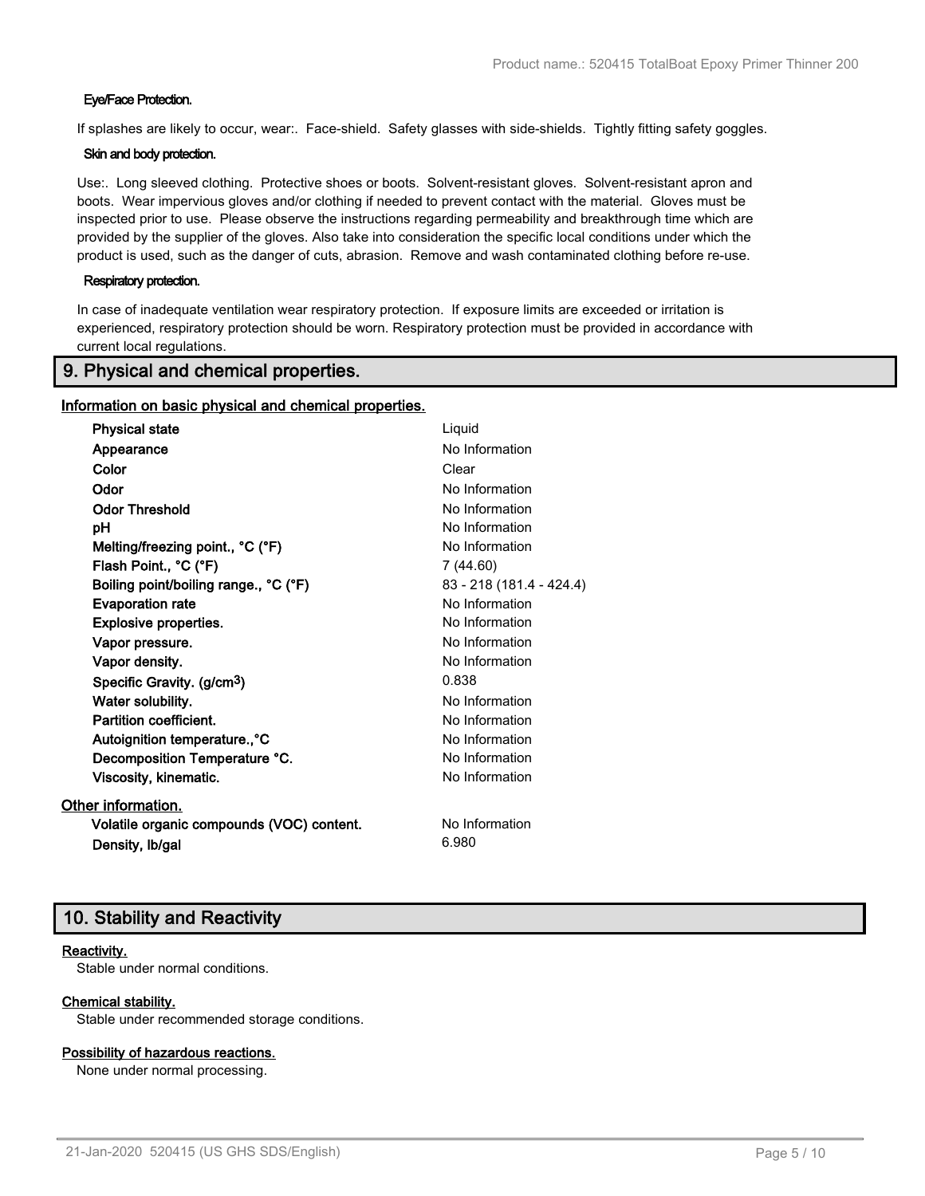#### Eye/Face Protection.

If splashes are likely to occur, wear:. Face-shield. Safety glasses with side-shields. Tightly fitting safety goggles.

#### Skin and body protection.

Use:. Long sleeved clothing. Protective shoes or boots. Solvent-resistant gloves. Solvent-resistant apron and boots. Wear impervious gloves and/or clothing if needed to prevent contact with the material. Gloves must be inspected prior to use. Please observe the instructions regarding permeability and breakthrough time which are provided by the supplier of the gloves. Also take into consideration the specific local conditions under which the product is used, such as the danger of cuts, abrasion. Remove and wash contaminated clothing before re-use.

#### Respiratory protection.

In case of inadequate ventilation wear respiratory protection. If exposure limits are exceeded or irritation is experienced, respiratory protection should be worn. Respiratory protection must be provided in accordance with current local regulations.

## 9. Physical and chemical properties.

### Information on basic physical and chemical properties.

| | |
|---|---|
| **Physical state** | Liquid |
| **Appearance** | No Information |
| **Color** | Clear |
| **Odor** | No Information |
| **Odor Threshold** | No Information |
| **pH** | No Information |
| **Melting/freezing point., °C (°F)** | No Information |
| **Flash Point., °C (°F)** | 7 (44.60) |
| **Boiling point/boiling range., °C (°F)** | 83 - 218 (181.4 - 424.4) |
| **Evaporation rate** | No Information |
| **Explosive properties.** | No Information |
| **Vapor pressure.** | No Information |
| **Vapor density.** | No Information |
| **Specific Gravity. (g/cm$^3$)** | 0.838 |
| **Water solubility.** | No Information |
| **Partition coefficient.** | No Information |
| **Autoignition temperature.,°C** | No Information |
| **Decomposition Temperature °C.** | No Information |
| **Viscosity, kinematic.** | No Information |

### Other information.

| | |
|---|---|
| **Volatile organic compounds (VOC) content.** | No Information |
| **Density, lb/gal** | 6.980 |

## 10. Stability and Reactivity

### Reactivity.

Stable under normal conditions.

### Chemical stability.

Stable under recommended storage conditions.

### Possibility of hazardous reactions.

None under normal processing.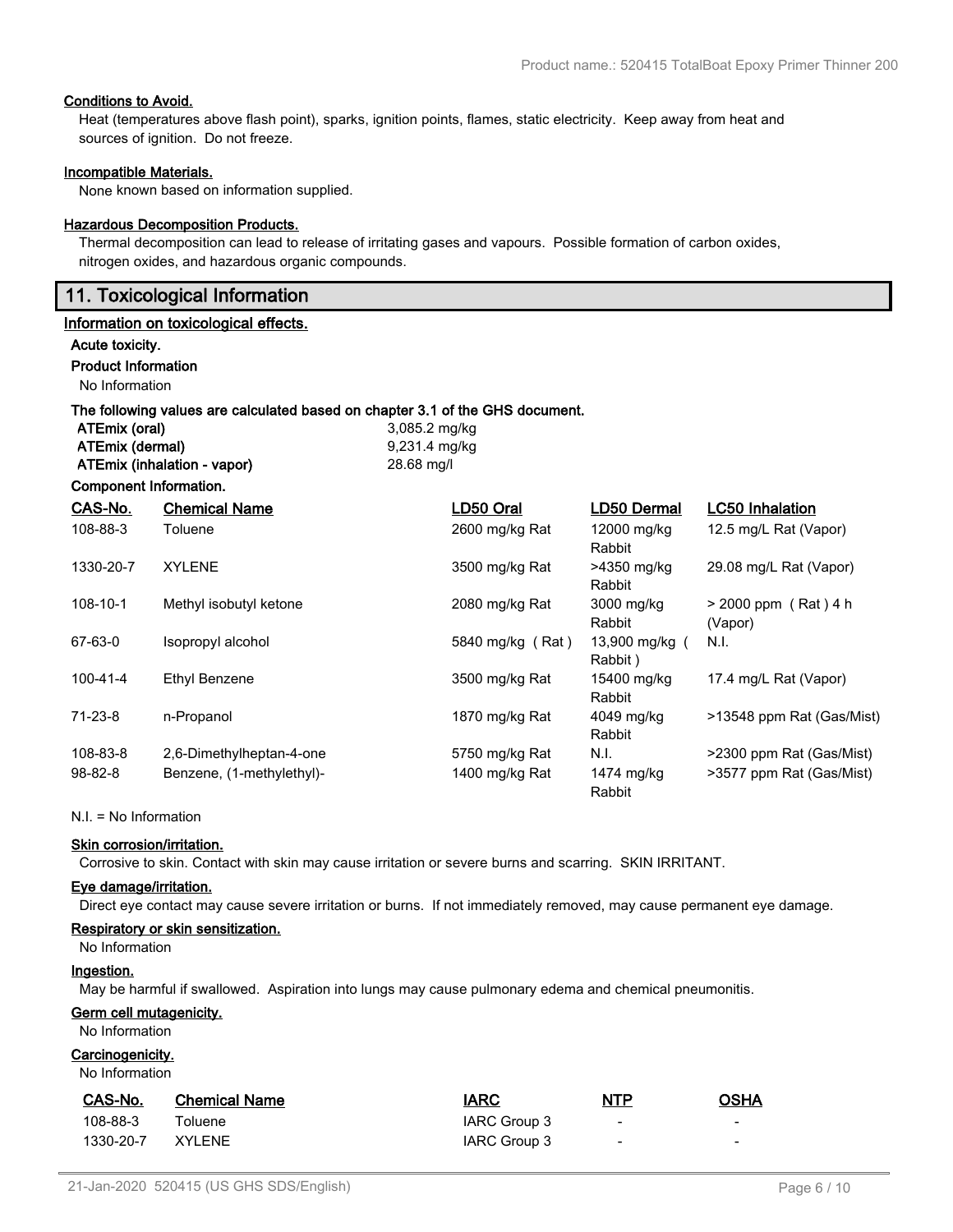#### Conditions to Avoid.

Heat (temperatures above flash point), sparks, ignition points, flames, static electricity. Keep away from heat and sources of ignition. Do not freeze.

#### Incompatible Materials.

None known based on information supplied.

#### Hazardous Decomposition Products.

Thermal decomposition can lead to release of irritating gases and vapours. Possible formation of carbon oxides, nitrogen oxides, and hazardous organic compounds.

## 11. Toxicological Information

#### Information on toxicological effects.

**Acute toxicity.**

**Product Information**

No Information

**The following values are calculated based on chapter 3.1 of the GHS document.**

| | |
|---|---|
| **ATEmix (oral)** | 3,085.2 mg/kg |
| **ATEmix (dermal)** | 9,231.4 mg/kg |
| **ATEmix (inhalation - vapor)** | 28.68 mg/l |

**Component Information.**

| CAS-No. | Chemical Name | LD50 Oral | LD50 Dermal | LC50 Inhalation |
|---|---|---|---|---|
| 108-88-3 | Toluene | 2600 mg/kg Rat | 12000 mg/kg Rabbit | 12.5 mg/L Rat (Vapor) |
| 1330-20-7 | XYLENE | 3500 mg/kg Rat | >4350 mg/kg Rabbit | 29.08 mg/L Rat (Vapor) |
| 108-10-1 | Methyl isobutyl ketone | 2080 mg/kg Rat | 3000 mg/kg Rabbit | > 2000 ppm ( Rat ) 4 h (Vapor) |
| 67-63-0 | Isopropyl alcohol | 5840 mg/kg ( Rat ) | 13,900 mg/kg ( Rabbit ) | N.I. |
| 100-41-4 | Ethyl Benzene | 3500 mg/kg Rat | 15400 mg/kg Rabbit | 17.4 mg/L Rat (Vapor) |
| 71-23-8 | n-Propanol | 1870 mg/kg Rat | 4049 mg/kg Rabbit | >13548 ppm Rat (Gas/Mist) |
| 108-83-8 | 2,6-Dimethylheptan-4-one | 5750 mg/kg Rat | N.I. | >2300 ppm Rat (Gas/Mist) |
| 98-82-8 | Benzene, (1-methylethyl)- | 1400 mg/kg Rat | 1474 mg/kg Rabbit | >3577 ppm Rat (Gas/Mist) |

N.I. = No Information

#### Skin corrosion/irritation.

Corrosive to skin. Contact with skin may cause irritation or severe burns and scarring. SKIN IRRITANT.

#### Eye damage/irritation.

Direct eye contact may cause severe irritation or burns. If not immediately removed, may cause permanent eye damage.

#### Respiratory or skin sensitization.

No Information

#### Ingestion.

May be harmful if swallowed. Aspiration into lungs may cause pulmonary edema and chemical pneumonitis.

#### Germ cell mutagenicity.

No Information

#### Carcinogenicity.

No Information

| CAS-No. | Chemical Name | IARC | NTP | OSHA |
|---|---|---|---|---|
| 108-88-3 | Toluene | IARC Group 3 | - | - |
| 1330-20-7 | XYLENE | IARC Group 3 | - | - |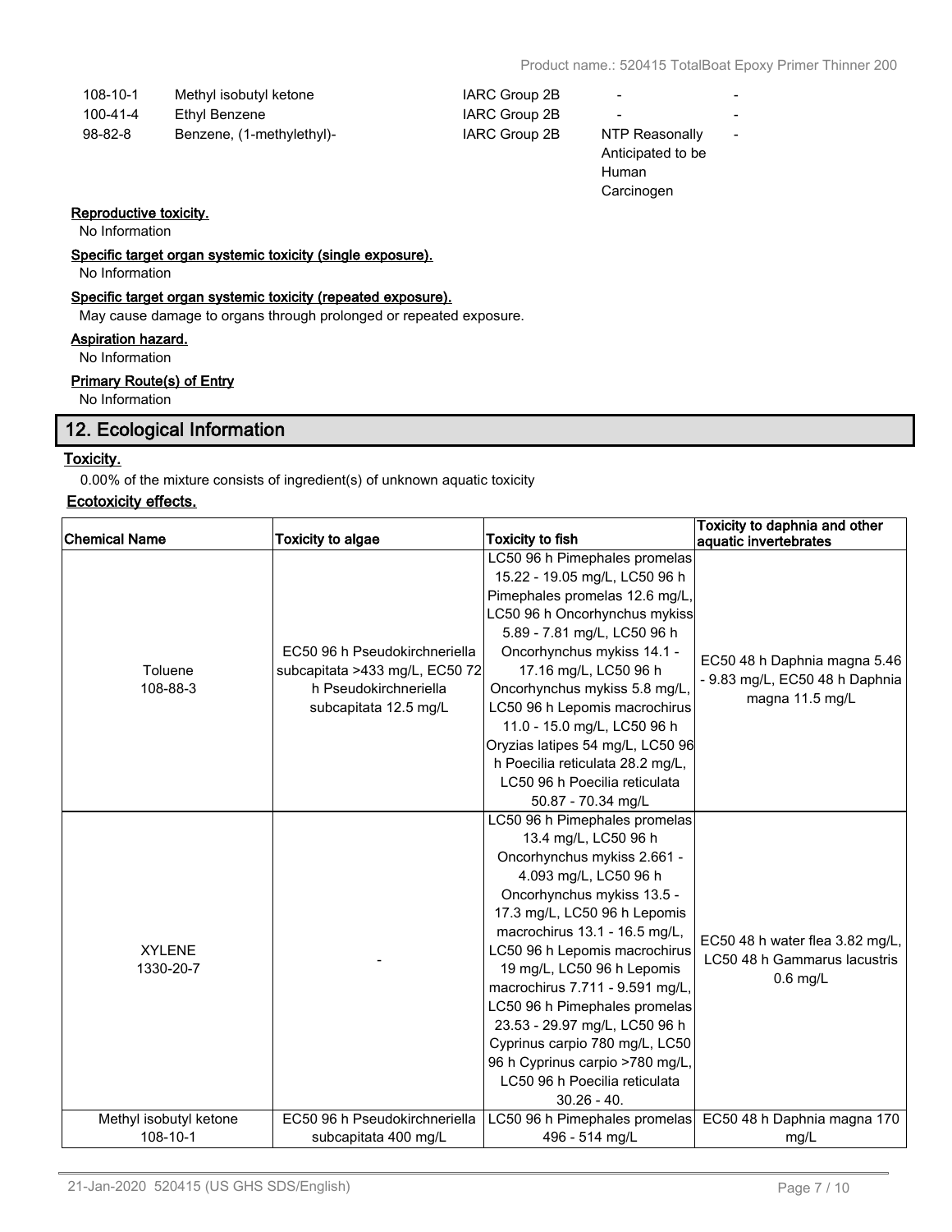| | | | | |
|---|---|---|---|---|
| 108-10-1 | Methyl isobutyl ketone | IARC Group 2B | - | - |
| 100-41-4 | Ethyl Benzene | IARC Group 2B | - | - |
| 98-82-8 | Benzene, (1-methylethyl)- | IARC Group 2B | NTP Reasonably Anticipated to be Human Carcinogen | - |

**Reproductive toxicity.**

No Information

**Specific target organ systemic toxicity (single exposure).**

No Information

**Specific target organ systemic toxicity (repeated exposure).**

May cause damage to organs through prolonged or repeated exposure.

**Aspiration hazard.**

No Information

**Primary Route(s) of Entry**

No Information

## 12. Ecological Information

**Toxicity.**

0.00% of the mixture consists of ingredient(s) of unknown aquatic toxicity

**Ecotoxicity effects.**

| Chemical Name | Toxicity to algae | Toxicity to fish | Toxicity to daphnia and other aquatic invertebrates |
|---|---|---|---|
| Toluene 108-88-3 | EC50 96 h Pseudokirchneriella subcapitata >433 mg/L, EC50 72 h Pseudokirchneriella subcapitata 12.5 mg/L | LC50 96 h Pimephales promelas 15.22 - 19.05 mg/L, LC50 96 h Pimephales promelas 12.6 mg/L, LC50 96 h Oncorhynchus mykiss 5.89 - 7.81 mg/L, LC50 96 h Oncorhynchus mykiss 14.1 - 17.16 mg/L, LC50 96 h Oncorhynchus mykiss 5.8 mg/L, LC50 96 h Lepomis macrochirus 11.0 - 15.0 mg/L, LC50 96 h Oryzias latipes 54 mg/L, LC50 96 h Poecilia reticulata 28.2 mg/L, LC50 96 h Poecilia reticulata 50.87 - 70.34 mg/L | EC50 48 h Daphnia magna 5.46 - 9.83 mg/L, EC50 48 h Daphnia magna 11.5 mg/L |
| XYLENE 1330-20-7 | - | LC50 96 h Pimephales promelas 13.4 mg/L, LC50 96 h Oncorhynchus mykiss 2.661 - 4.093 mg/L, LC50 96 h Oncorhynchus mykiss 13.5 - 17.3 mg/L, LC50 96 h Lepomis macrochirus 13.1 - 16.5 mg/L, LC50 96 h Lepomis macrochirus 19 mg/L, LC50 96 h Lepomis macrochirus 7.711 - 9.591 mg/L, LC50 96 h Pimephales promelas 23.53 - 29.97 mg/L, LC50 96 h Cyprinus carpio 780 mg/L, LC50 96 h Cyprinus carpio >780 mg/L, LC50 96 h Poecilia reticulata 30.26 - 40. | EC50 48 h water flea 3.82 mg/L, LC50 48 h Gammarus lacustris 0.6 mg/L |
| Methyl isobutyl ketone 108-10-1 | EC50 96 h Pseudokirchneriella subcapitata 400 mg/L | LC50 96 h Pimephales promelas 496 - 514 mg/L | EC50 48 h Daphnia magna 170 mg/L |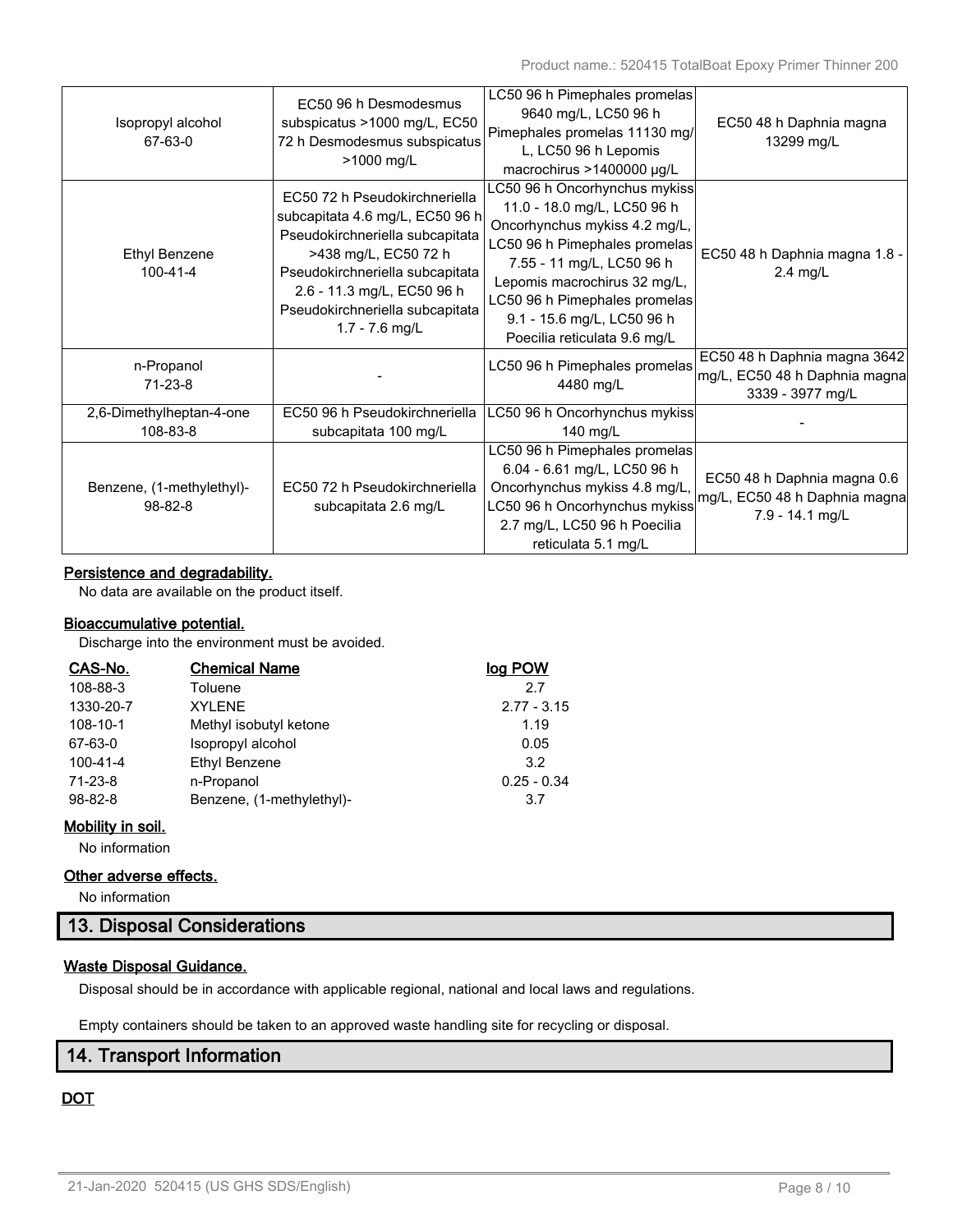| | | | |
|---|---|---|---|
| Isopropyl alcohol<br>67-63-0 | EC50 96 h Desmodesmus subspicatus >1000 mg/L, EC50 72 h Desmodesmus subspicatus >1000 mg/L | LC50 96 h Pimephales promelas 9640 mg/L, LC50 96 h Pimephales promelas 11130 mg/L, LC50 96 h Lepomis macrochirus >1400000 µg/L | EC50 48 h Daphnia magna 13299 mg/L |
| Ethyl Benzene<br>100-41-4 | EC50 72 h Pseudokirchneriella subcapitata 4.6 mg/L, EC50 96 h Pseudokirchneriella subcapitata >438 mg/L, EC50 72 h Pseudokirchneriella subcapitata 2.6 - 11.3 mg/L, EC50 96 h Pseudokirchneriella subcapitata 1.7 - 7.6 mg/L | LC50 96 h Oncorhynchus mykiss 11.0 - 18.0 mg/L, LC50 96 h Oncorhynchus mykiss 4.2 mg/L, LC50 96 h Pimephales promelas 7.55 - 11 mg/L, LC50 96 h Lepomis macrochirus 32 mg/L, LC50 96 h Pimephales promelas 9.1 - 15.6 mg/L, LC50 96 h Poecilia reticulata 9.6 mg/L | EC50 48 h Daphnia magna 1.8 - 2.4 mg/L |
| n-Propanol<br>71-23-8 | - | LC50 96 h Pimephales promelas 4480 mg/L | EC50 48 h Daphnia magna 3642 mg/L, EC50 48 h Daphnia magna 3339 - 3977 mg/L |
| 2,6-Dimethylheptan-4-one<br>108-83-8 | EC50 96 h Pseudokirchneriella subcapitata 100 mg/L | LC50 96 h Oncorhynchus mykiss 140 mg/L | - |
| Benzene, (1-methylethyl)-<br>98-82-8 | EC50 72 h Pseudokirchneriella subcapitata 2.6 mg/L | LC50 96 h Pimephales promelas 6.04 - 6.61 mg/L, LC50 96 h Oncorhynchus mykiss 4.8 mg/L, LC50 96 h Oncorhynchus mykiss 2.7 mg/L, LC50 96 h Poecilia reticulata 5.1 mg/L | EC50 48 h Daphnia magna 0.6 mg/L, EC50 48 h Daphnia magna 7.9 - 14.1 mg/L |

**Persistence and degradability.**

No data are available on the product itself.

**Bioaccumulative potential.**

Discharge into the environment must be avoided.

| CAS-No. | Chemical Name | log POW |
|---|---|---|
| 108-88-3 | Toluene | 2.7 |
| 1330-20-7 | XYLENE | 2.77 - 3.15 |
| 108-10-1 | Methyl isobutyl ketone | 1.19 |
| 67-63-0 | Isopropyl alcohol | 0.05 |
| 100-41-4 | Ethyl Benzene | 3.2 |
| 71-23-8 | n-Propanol | 0.25 - 0.34 |
| 98-82-8 | Benzene, (1-methylethyl)- | 3.7 |

**Mobility in soil.**

No information

**Other adverse effects.**

No information

## 13. Disposal Considerations

**Waste Disposal Guidance.**

Disposal should be in accordance with applicable regional, national and local laws and regulations.

Empty containers should be taken to an approved waste handling site for recycling or disposal.

## 14. Transport Information

**DOT**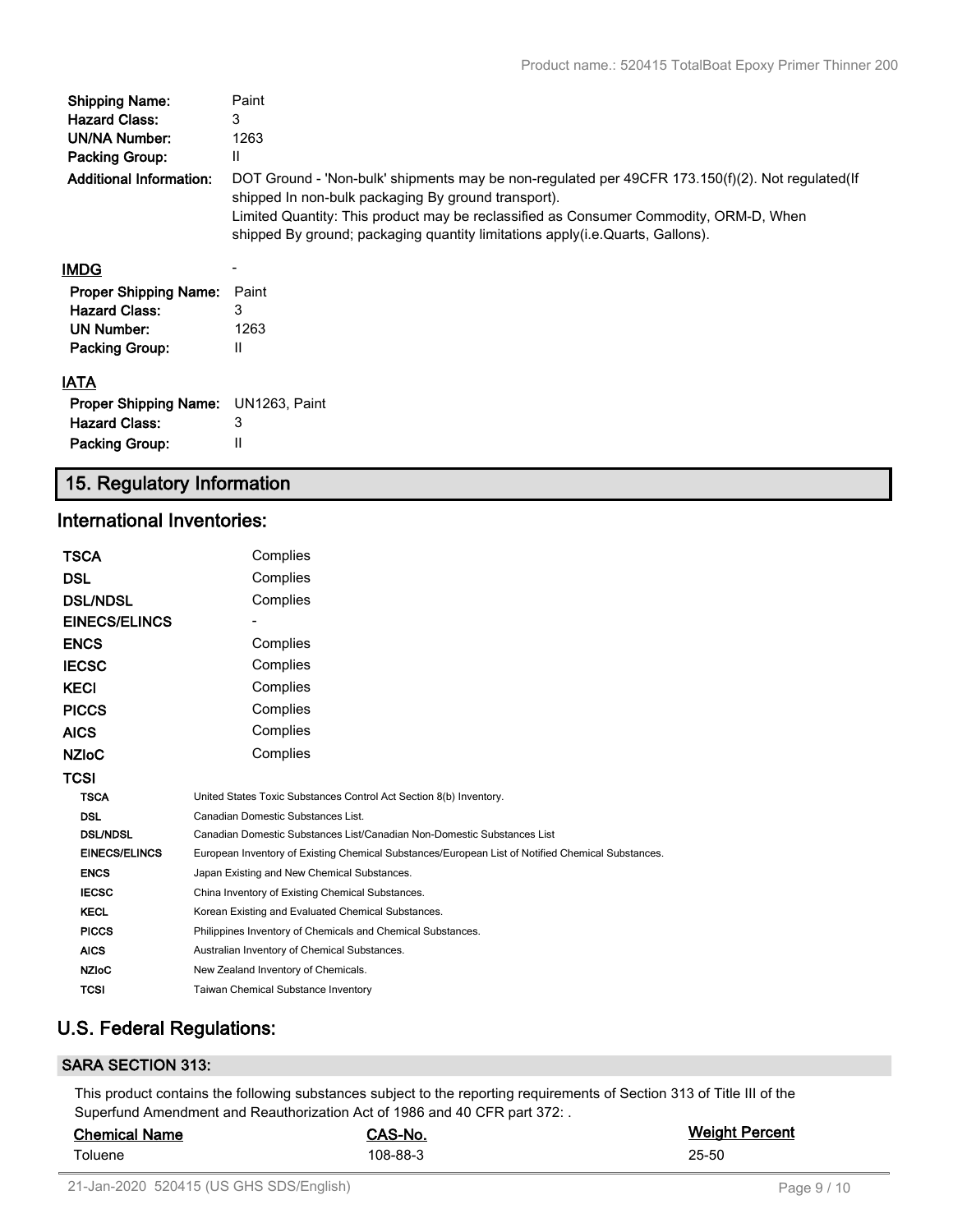| | |
|---|---|
| **Shipping Name:** | Paint |
| **Hazard Class:** | 3 |
| **UN/NA Number:** | 1263 |
| **Packing Group:** | II |
| **Additional Information:** | DOT Ground - 'Non-bulk' shipments may be non-regulated per 49CFR 173.150(f)(2). Not regulated(If shipped In non-bulk packaging By ground transport).<br>Limited Quantity: This product may be reclassified as Consumer Commodity, ORM-D, When shipped By ground; packaging quantity limitations apply(i.e.Quarts, Gallons). |

**IMDG** -

| | |
|---|---|
| **Proper Shipping Name:** | Paint |
| **Hazard Class:** | 3 |
| **UN Number:** | 1263 |
| **Packing Group:** | II |

**IATA**

| | |
|---|---|
| **Proper Shipping Name:** | UN1263, Paint |
| **Hazard Class:** | 3 |
| **Packing Group:** | II |

## 15. Regulatory Information

## International Inventories:

| | |
|---|---|
| **TSCA** | Complies |
| **DSL** | Complies |
| **DSL/NDSL** | Complies |
| **EINECS/ELINCS** | - |
| **ENCS** | Complies |
| **IECSC** | Complies |
| **KECI** | Complies |
| **PICCS** | Complies |
| **AICS** | Complies |
| **NZIoC** | Complies |
| **TCSI** | |

| | |
|---|---|
| **TSCA** | United States Toxic Substances Control Act Section 8(b) Inventory. |
| **DSL** | Canadian Domestic Substances List. |
| **DSL/NDSL** | Canadian Domestic Substances List/Canadian Non-Domestic Substances List |
| **EINECS/ELINCS** | European Inventory of Existing Chemical Substances/European List of Notified Chemical Substances. |
| **ENCS** | Japan Existing and New Chemical Substances. |
| **IECSC** | China Inventory of Existing Chemical Substances. |
| **KECL** | Korean Existing and Evaluated Chemical Substances. |
| **PICCS** | Philippines Inventory of Chemicals and Chemical Substances. |
| **AICS** | Australian Inventory of Chemical Substances. |
| **NZIoC** | New Zealand Inventory of Chemicals. |
| **TCSI** | Taiwan Chemical Substance Inventory |

## U.S. Federal Regulations:

### SARA SECTION 313:

This product contains the following substances subject to the reporting requirements of Section 313 of Title III of the Superfund Amendment and Reauthorization Act of 1986 and 40 CFR part 372: .

| Chemical Name | CAS-No. | Weight Percent |
|---|---|---|
| Toluene | 108-88-3 | 25-50 |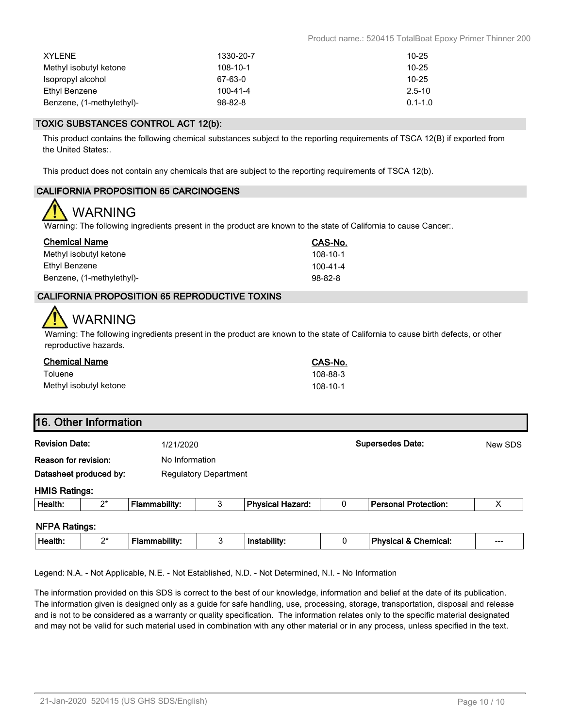| | | |
|---|---|---|
| XYLENE | 1330-20-7 | 10-25 |
| Methyl isobutyl ketone | 108-10-1 | 10-25 |
| Isopropyl alcohol | 67-63-0 | 10-25 |
| Ethyl Benzene | 100-41-4 | 2.5-10 |
| Benzene, (1-methylethyl)- | 98-82-8 | 0.1-1.0 |

### TOXIC SUBSTANCES CONTROL ACT 12(b):

This product contains the following chemical substances subject to the reporting requirements of TSCA 12(B) if exported from the United States:.

This product does not contain any chemicals that are subject to the reporting requirements of TSCA 12(b).

### CALIFORNIA PROPOSITION 65 CARCINOGENS

**WARNING**

Warning: The following ingredients present in the product are known to the state of California to cause Cancer:.

| Chemical Name | CAS-No. |
|---|---|
| Methyl isobutyl ketone | 108-10-1 |
| Ethyl Benzene | 100-41-4 |
| Benzene, (1-methylethyl)- | 98-82-8 |

### CALIFORNIA PROPOSITION 65 REPRODUCTIVE TOXINS

**WARNING**

Warning: The following ingredients present in the product are known to the state of California to cause birth defects, or other reproductive hazards.

| Chemical Name | CAS-No. |
|---|---|
| Toluene | 108-88-3 |
| Methyl isobutyl ketone | 108-10-1 |

## 16. Other Information

**Revision Date:** 1/21/2020 **Supersedes Date:** New SDS

**Reason for revision:** No Information

**Datasheet produced by:** Regulatory Department

**HMIS Ratings:**

| Health: | 2* | Flammability: | 3 | Physical Hazard: | 0 | Personal Protection: | X |
|---|---|---|---|---|---|---|---|

**NFPA Ratings:**

| Health: | 2* | Flammability: | 3 | Instability: | 0 | Physical & Chemical: | --- |
|---|---|---|---|---|---|---|---|

Legend: N.A. - Not Applicable, N.E. - Not Established, N.D. - Not Determined, N.I. - No Information

The information provided on this SDS is correct to the best of our knowledge, information and belief at the date of its publication. The information given is designed only as a guide for safe handling, use, processing, storage, transportation, disposal and release and is not to be considered as a warranty or quality specification. The information relates only to the specific material designated and may not be valid for such material used in combination with any other material or in any process, unless specified in the text.